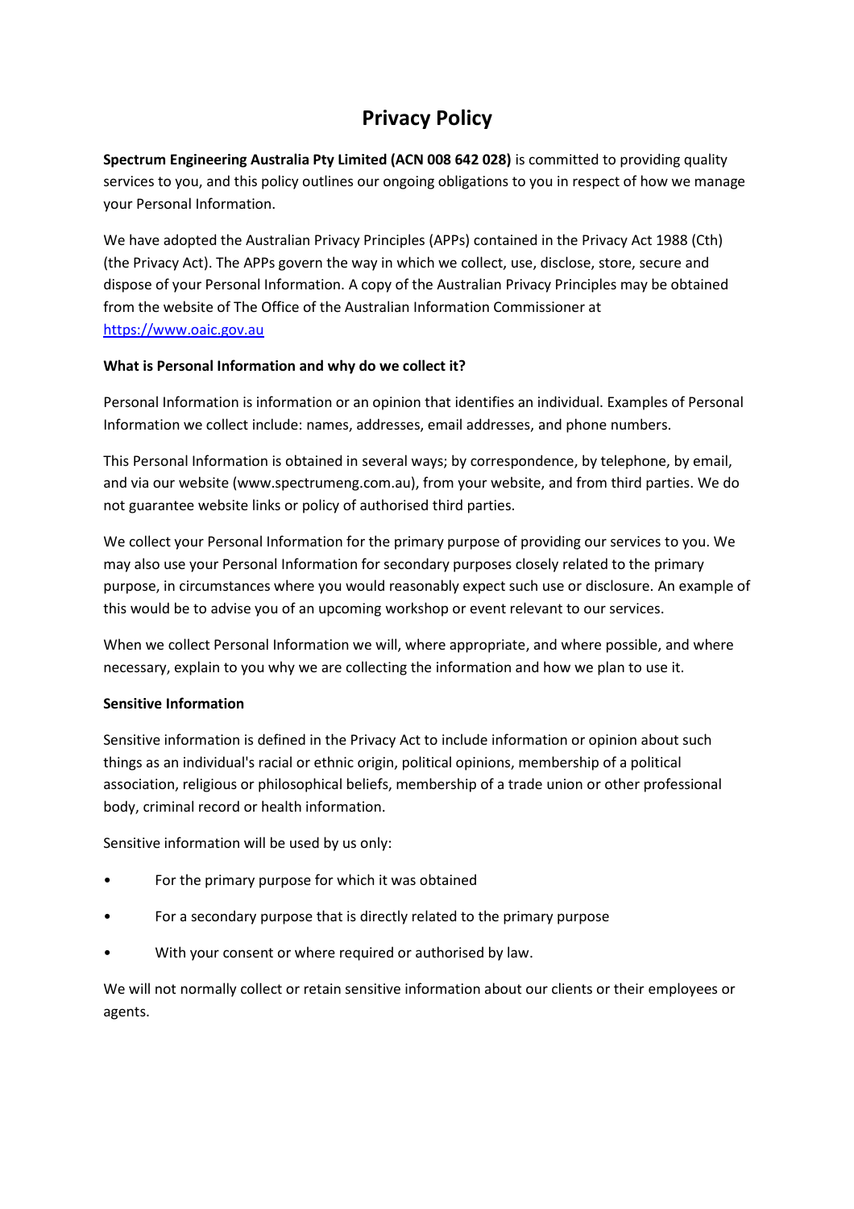# Privacy Policy

**Spectrum Engineering Australia Pty Limited (ACN 008 642 028)** is committed to providing quality services to you, and this policy outlines our ongoing obligations to you in respect of how we manage your Personal Information.

We have adopted the Australian Privacy Principles (APPs) contained in the Privacy Act 1988 (Cth) (the Privacy Act). The APPs govern the way in which we collect, use, disclose, store, secure and dispose of your Personal Information. A copy of the Australian Privacy Principles may be obtained from the website of The Office of the Australian Information Commissioner at [https://www.oaic.gov.au](https://www.oaic.gov.au)

**What is Personal Information and why do we collect it?**

Personal Information is information or an opinion that identifies an individual. Examples of Personal Information we collect include: names, addresses, email addresses, and phone numbers.

This Personal Information is obtained in several ways; by correspondence, by telephone, by email, and via our website (www.spectrumeng.com.au), from your website, and from third parties. We do not guarantee website links or policy of authorised third parties.

We collect your Personal Information for the primary purpose of providing our services to you. We may also use your Personal Information for secondary purposes closely related to the primary purpose, in circumstances where you would reasonably expect such use or disclosure. An example of this would be to advise you of an upcoming workshop or event relevant to our services.

When we collect Personal Information we will, where appropriate, and where possible, and where necessary, explain to you why we are collecting the information and how we plan to use it.

**Sensitive Information**

Sensitive information is defined in the Privacy Act to include information or opinion about such things as an individual's racial or ethnic origin, political opinions, membership of a political association, religious or philosophical beliefs, membership of a trade union or other professional body, criminal record or health information.

Sensitive information will be used by us only:

- For the primary purpose for which it was obtained
- For a secondary purpose that is directly related to the primary purpose
- With your consent or where required or authorised by law.

We will not normally collect or retain sensitive information about our clients or their employees or agents.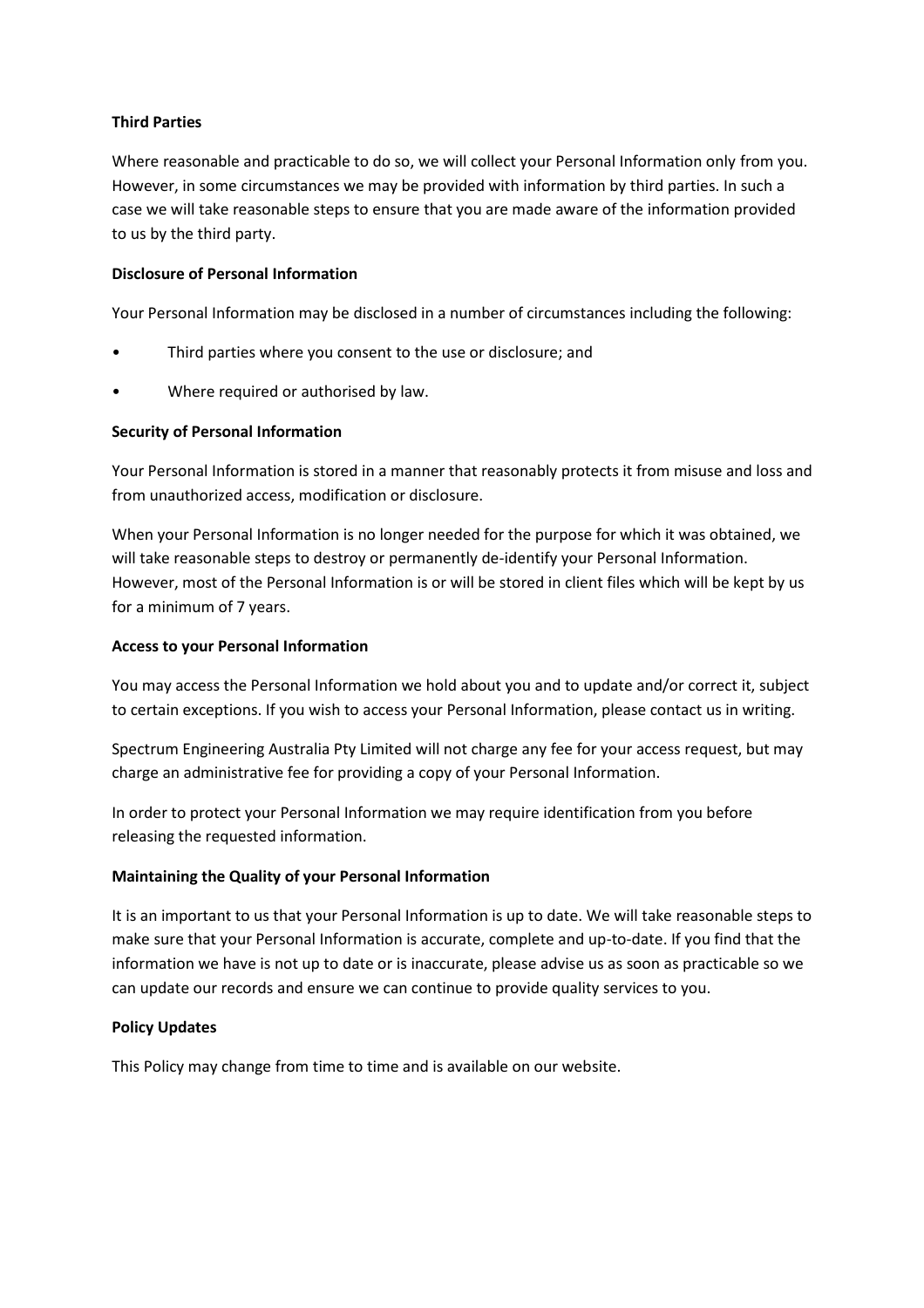**Third Parties**

Where reasonable and practicable to do so, we will collect your Personal Information only from you. However, in some circumstances we may be provided with information by third parties. In such a case we will take reasonable steps to ensure that you are made aware of the information provided to us by the third party.

**Disclosure of Personal Information**

Your Personal Information may be disclosed in a number of circumstances including the following:

- Third parties where you consent to the use or disclosure; and
- Where required or authorised by law.

**Security of Personal Information**

Your Personal Information is stored in a manner that reasonably protects it from misuse and loss and from unauthorized access, modification or disclosure.

When your Personal Information is no longer needed for the purpose for which it was obtained, we will take reasonable steps to destroy or permanently de-identify your Personal Information. However, most of the Personal Information is or will be stored in client files which will be kept by us for a minimum of 7 years.

**Access to your Personal Information**

You may access the Personal Information we hold about you and to update and/or correct it, subject to certain exceptions. If you wish to access your Personal Information, please contact us in writing.

Spectrum Engineering Australia Pty Limited will not charge any fee for your access request, but may charge an administrative fee for providing a copy of your Personal Information.

In order to protect your Personal Information we may require identification from you before releasing the requested information.

**Maintaining the Quality of your Personal Information**

It is an important to us that your Personal Information is up to date. We will take reasonable steps to make sure that your Personal Information is accurate, complete and up-to-date. If you find that the information we have is not up to date or is inaccurate, please advise us as soon as practicable so we can update our records and ensure we can continue to provide quality services to you.

**Policy Updates**

This Policy may change from time to time and is available on our website.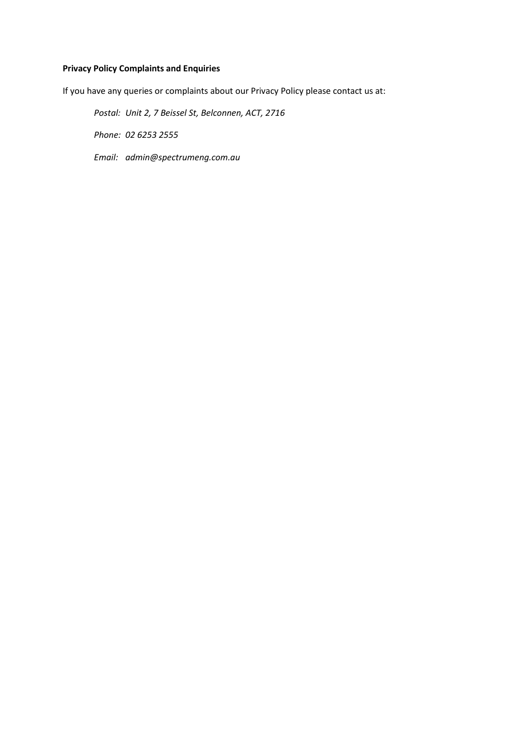**Privacy Policy Complaints and Enquiries**

If you have any queries or complaints about our Privacy Policy please contact us at:

*Postal: Unit 2, 7 Beissel St, Belconnen, ACT, 2716*

*Phone: 02 6253 2555*

*Email: admin@spectrumeng.com.au*